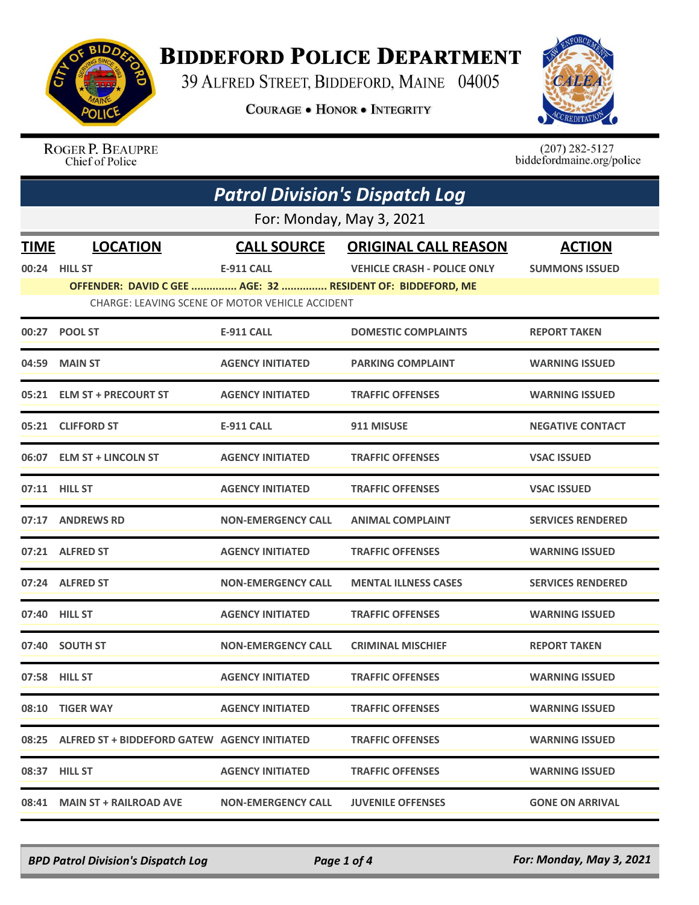# BIDDEFORD POLICE DEPARTMENT

39 ALFRED STREET, BIDDEFORD, MAINE 04005

COURAGE • HONOR • INTEGRITY

ROGER P. BEAUPRE
Chief of Police

(207) 282-5127
biddefordmaine.org/police

## *Patrol Division's Dispatch Log*

For: Monday, May 3, 2021

| TIME | LOCATION | CALL SOURCE | ORIGINAL CALL REASON | ACTION |
|---|---|---|---|---|
| 00:24 | HILL ST | E-911 CALL | VEHICLE CRASH - POLICE ONLY | SUMMONS ISSUED |
| | OFFENDER: DAVID C GEE ............... AGE: 32 ............... RESIDENT OF: BIDDEFORD, ME | | | |
| | CHARGE: LEAVING SCENE OF MOTOR VEHICLE ACCIDENT | | | |
| 00:27 | POOL ST | E-911 CALL | DOMESTIC COMPLAINTS | REPORT TAKEN |
| 04:59 | MAIN ST | AGENCY INITIATED | PARKING COMPLAINT | WARNING ISSUED |
| 05:21 | ELM ST + PRECOURT ST | AGENCY INITIATED | TRAFFIC OFFENSES | WARNING ISSUED |
| 05:21 | CLIFFORD ST | E-911 CALL | 911 MISUSE | NEGATIVE CONTACT |
| 06:07 | ELM ST + LINCOLN ST | AGENCY INITIATED | TRAFFIC OFFENSES | VSAC ISSUED |
| 07:11 | HILL ST | AGENCY INITIATED | TRAFFIC OFFENSES | VSAC ISSUED |
| 07:17 | ANDREWS RD | NON-EMERGENCY CALL | ANIMAL COMPLAINT | SERVICES RENDERED |
| 07:21 | ALFRED ST | AGENCY INITIATED | TRAFFIC OFFENSES | WARNING ISSUED |
| 07:24 | ALFRED ST | NON-EMERGENCY CALL | MENTAL ILLNESS CASES | SERVICES RENDERED |
| 07:40 | HILL ST | AGENCY INITIATED | TRAFFIC OFFENSES | WARNING ISSUED |
| 07:40 | SOUTH ST | NON-EMERGENCY CALL | CRIMINAL MISCHIEF | REPORT TAKEN |
| 07:58 | HILL ST | AGENCY INITIATED | TRAFFIC OFFENSES | WARNING ISSUED |
| 08:10 | TIGER WAY | AGENCY INITIATED | TRAFFIC OFFENSES | WARNING ISSUED |
| 08:25 | ALFRED ST + BIDDEFORD GATEW | AGENCY INITIATED | TRAFFIC OFFENSES | WARNING ISSUED |
| 08:37 | HILL ST | AGENCY INITIATED | TRAFFIC OFFENSES | WARNING ISSUED |
| 08:41 | MAIN ST + RAILROAD AVE | NON-EMERGENCY CALL | JUVENILE OFFENSES | GONE ON ARRIVAL |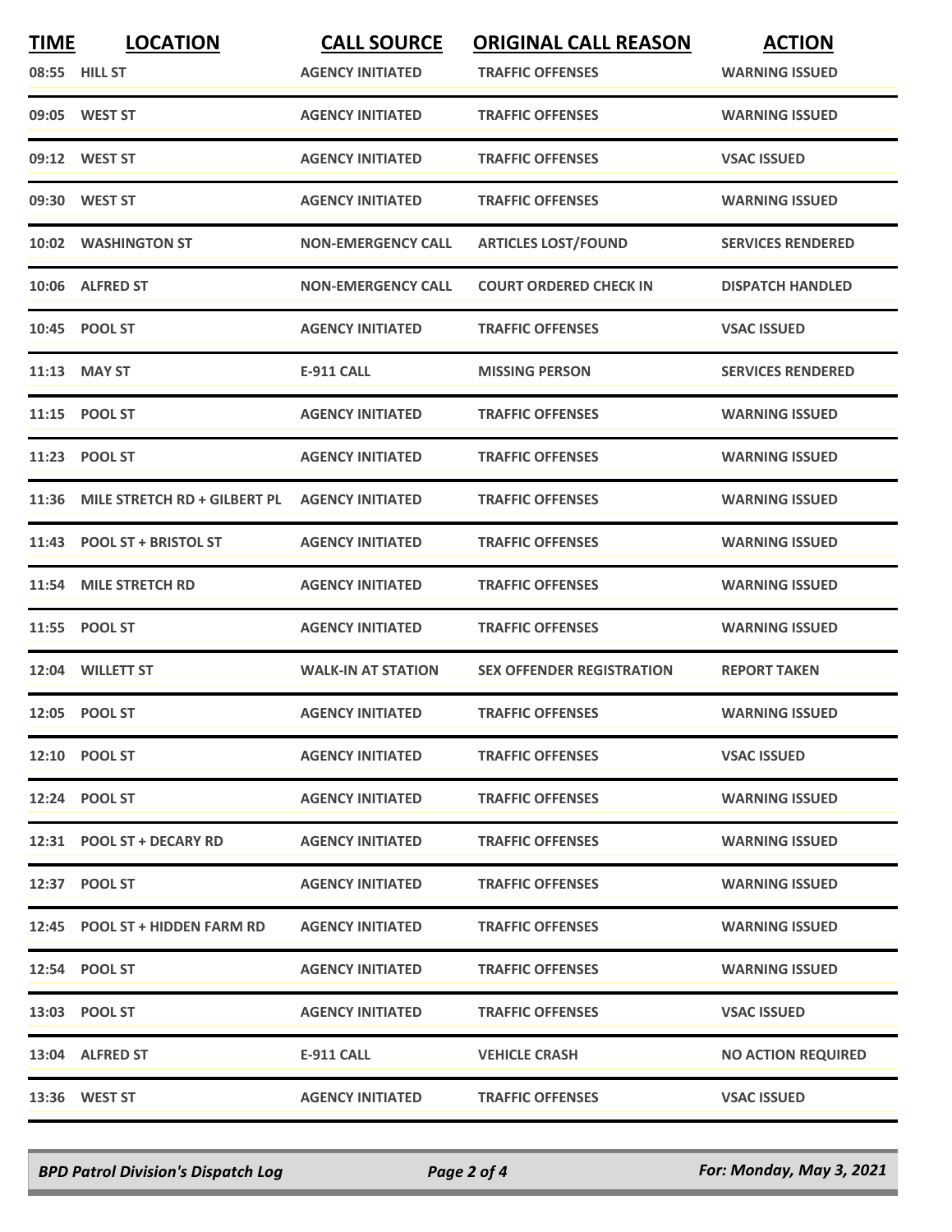| TIME | LOCATION | CALL SOURCE | ORIGINAL CALL REASON | ACTION |
|---|---|---|---|---|
| 08:55 | HILL ST | AGENCY INITIATED | TRAFFIC OFFENSES | WARNING ISSUED |
| 09:05 | WEST ST | AGENCY INITIATED | TRAFFIC OFFENSES | WARNING ISSUED |
| 09:12 | WEST ST | AGENCY INITIATED | TRAFFIC OFFENSES | VSAC ISSUED |
| 09:30 | WEST ST | AGENCY INITIATED | TRAFFIC OFFENSES | WARNING ISSUED |
| 10:02 | WASHINGTON ST | NON-EMERGENCY CALL | ARTICLES LOST/FOUND | SERVICES RENDERED |
| 10:06 | ALFRED ST | NON-EMERGENCY CALL | COURT ORDERED CHECK IN | DISPATCH HANDLED |
| 10:45 | POOL ST | AGENCY INITIATED | TRAFFIC OFFENSES | VSAC ISSUED |
| 11:13 | MAY ST | E-911 CALL | MISSING PERSON | SERVICES RENDERED |
| 11:15 | POOL ST | AGENCY INITIATED | TRAFFIC OFFENSES | WARNING ISSUED |
| 11:23 | POOL ST | AGENCY INITIATED | TRAFFIC OFFENSES | WARNING ISSUED |
| 11:36 | MILE STRETCH RD + GILBERT PL | AGENCY INITIATED | TRAFFIC OFFENSES | WARNING ISSUED |
| 11:43 | POOL ST + BRISTOL ST | AGENCY INITIATED | TRAFFIC OFFENSES | WARNING ISSUED |
| 11:54 | MILE STRETCH RD | AGENCY INITIATED | TRAFFIC OFFENSES | WARNING ISSUED |
| 11:55 | POOL ST | AGENCY INITIATED | TRAFFIC OFFENSES | WARNING ISSUED |
| 12:04 | WILLETT ST | WALK-IN AT STATION | SEX OFFENDER REGISTRATION | REPORT TAKEN |
| 12:05 | POOL ST | AGENCY INITIATED | TRAFFIC OFFENSES | WARNING ISSUED |
| 12:10 | POOL ST | AGENCY INITIATED | TRAFFIC OFFENSES | VSAC ISSUED |
| 12:24 | POOL ST | AGENCY INITIATED | TRAFFIC OFFENSES | WARNING ISSUED |
| 12:31 | POOL ST + DECARY RD | AGENCY INITIATED | TRAFFIC OFFENSES | WARNING ISSUED |
| 12:37 | POOL ST | AGENCY INITIATED | TRAFFIC OFFENSES | WARNING ISSUED |
| 12:45 | POOL ST + HIDDEN FARM RD | AGENCY INITIATED | TRAFFIC OFFENSES | WARNING ISSUED |
| 12:54 | POOL ST | AGENCY INITIATED | TRAFFIC OFFENSES | WARNING ISSUED |
| 13:03 | POOL ST | AGENCY INITIATED | TRAFFIC OFFENSES | VSAC ISSUED |
| 13:04 | ALFRED ST | E-911 CALL | VEHICLE CRASH | NO ACTION REQUIRED |
| 13:36 | WEST ST | AGENCY INITIATED | TRAFFIC OFFENSES | VSAC ISSUED |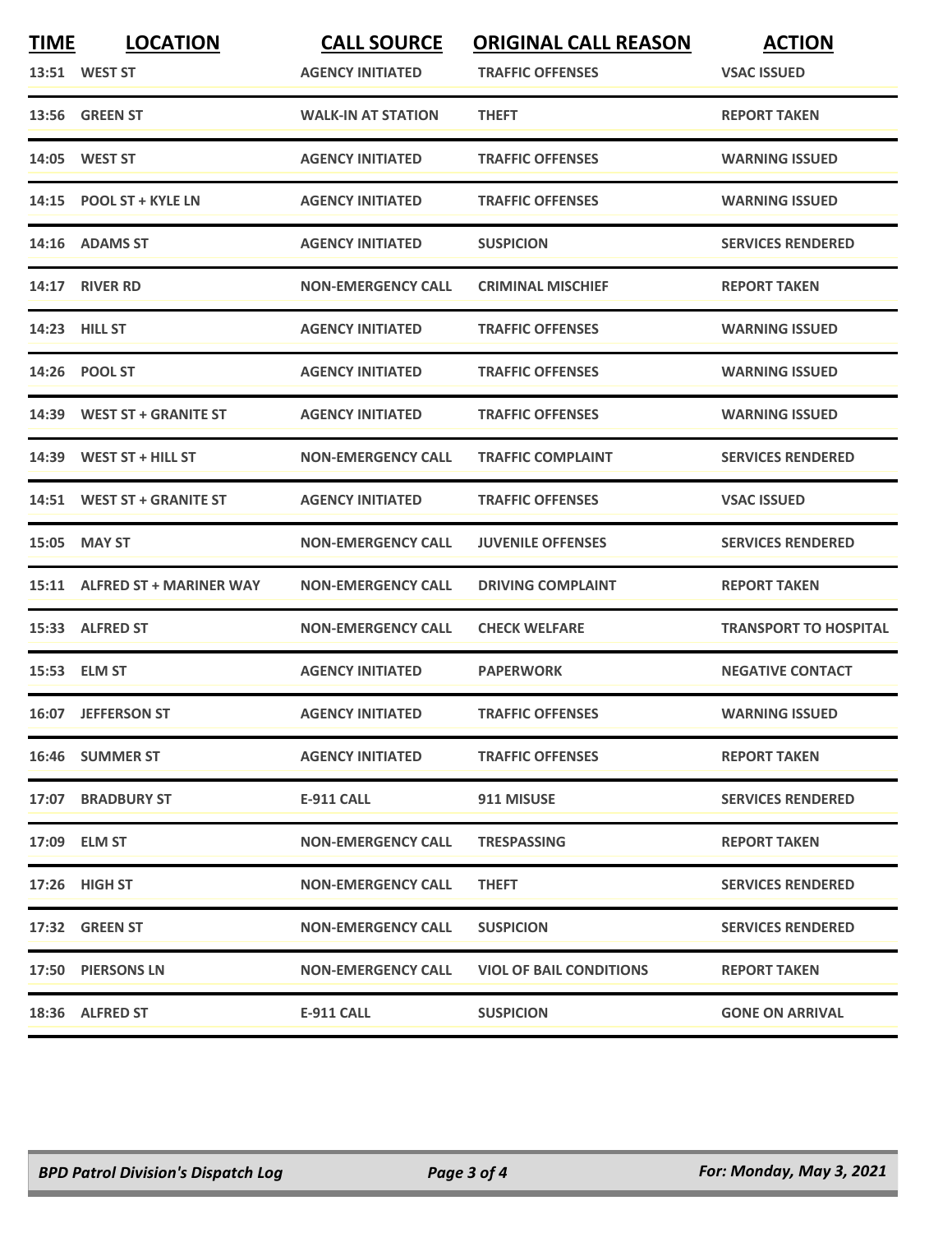| TIME | LOCATION | CALL SOURCE | ORIGINAL CALL REASON | ACTION |
|---|---|---|---|---|
| 13:51 | WEST ST | AGENCY INITIATED | TRAFFIC OFFENSES | VSAC ISSUED |
| 13:56 | GREEN ST | WALK-IN AT STATION | THEFT | REPORT TAKEN |
| 14:05 | WEST ST | AGENCY INITIATED | TRAFFIC OFFENSES | WARNING ISSUED |
| 14:15 | POOL ST + KYLE LN | AGENCY INITIATED | TRAFFIC OFFENSES | WARNING ISSUED |
| 14:16 | ADAMS ST | AGENCY INITIATED | SUSPICION | SERVICES RENDERED |
| 14:17 | RIVER RD | NON-EMERGENCY CALL | CRIMINAL MISCHIEF | REPORT TAKEN |
| 14:23 | HILL ST | AGENCY INITIATED | TRAFFIC OFFENSES | WARNING ISSUED |
| 14:26 | POOL ST | AGENCY INITIATED | TRAFFIC OFFENSES | WARNING ISSUED |
| 14:39 | WEST ST + GRANITE ST | AGENCY INITIATED | TRAFFIC OFFENSES | WARNING ISSUED |
| 14:39 | WEST ST + HILL ST | NON-EMERGENCY CALL | TRAFFIC COMPLAINT | SERVICES RENDERED |
| 14:51 | WEST ST + GRANITE ST | AGENCY INITIATED | TRAFFIC OFFENSES | VSAC ISSUED |
| 15:05 | MAY ST | NON-EMERGENCY CALL | JUVENILE OFFENSES | SERVICES RENDERED |
| 15:11 | ALFRED ST + MARINER WAY | NON-EMERGENCY CALL | DRIVING COMPLAINT | REPORT TAKEN |
| 15:33 | ALFRED ST | NON-EMERGENCY CALL | CHECK WELFARE | TRANSPORT TO HOSPITAL |
| 15:53 | ELM ST | AGENCY INITIATED | PAPERWORK | NEGATIVE CONTACT |
| 16:07 | JEFFERSON ST | AGENCY INITIATED | TRAFFIC OFFENSES | WARNING ISSUED |
| 16:46 | SUMMER ST | AGENCY INITIATED | TRAFFIC OFFENSES | REPORT TAKEN |
| 17:07 | BRADBURY ST | E-911 CALL | 911 MISUSE | SERVICES RENDERED |
| 17:09 | ELM ST | NON-EMERGENCY CALL | TRESPASSING | REPORT TAKEN |
| 17:26 | HIGH ST | NON-EMERGENCY CALL | THEFT | SERVICES RENDERED |
| 17:32 | GREEN ST | NON-EMERGENCY CALL | SUSPICION | SERVICES RENDERED |
| 17:50 | PIERSONS LN | NON-EMERGENCY CALL | VIOL OF BAIL CONDITIONS | REPORT TAKEN |
| 18:36 | ALFRED ST | E-911 CALL | SUSPICION | GONE ON ARRIVAL |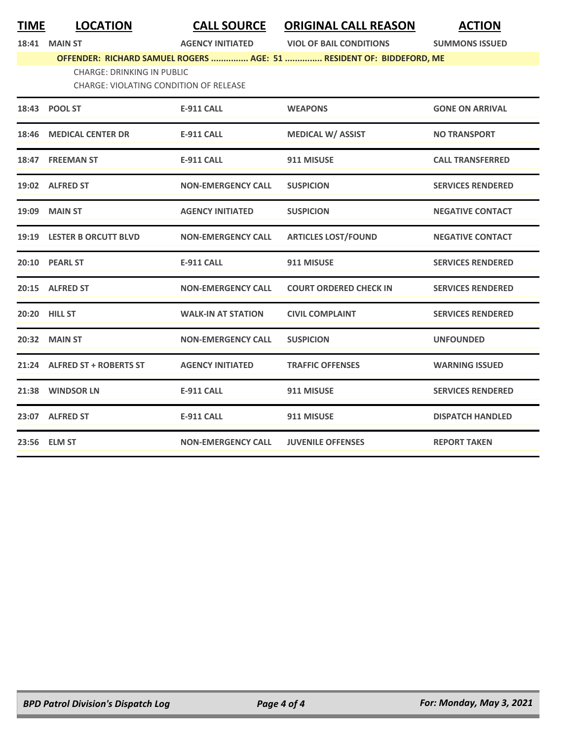| TIME | LOCATION | CALL SOURCE | ORIGINAL CALL REASON | ACTION |
|---|---|---|---|---|
| 18:41 | MAIN ST | AGENCY INITIATED | VIOL OF BAIL CONDITIONS | SUMMONS ISSUED |
| | OFFENDER: RICHARD SAMUEL ROGERS ............... AGE: 51 ............... RESIDENT OF: BIDDEFORD, ME | | | |
| | CHARGE: DRINKING IN PUBLIC | | | |
| | CHARGE: VIOLATING CONDITION OF RELEASE | | | |
| 18:43 | POOL ST | E-911 CALL | WEAPONS | GONE ON ARRIVAL |
| 18:46 | MEDICAL CENTER DR | E-911 CALL | MEDICAL W/ ASSIST | NO TRANSPORT |
| 18:47 | FREEMAN ST | E-911 CALL | 911 MISUSE | CALL TRANSFERRED |
| 19:02 | ALFRED ST | NON-EMERGENCY CALL | SUSPICION | SERVICES RENDERED |
| 19:09 | MAIN ST | AGENCY INITIATED | SUSPICION | NEGATIVE CONTACT |
| 19:19 | LESTER B ORCUTT BLVD | NON-EMERGENCY CALL | ARTICLES LOST/FOUND | NEGATIVE CONTACT |
| 20:10 | PEARL ST | E-911 CALL | 911 MISUSE | SERVICES RENDERED |
| 20:15 | ALFRED ST | NON-EMERGENCY CALL | COURT ORDERED CHECK IN | SERVICES RENDERED |
| 20:20 | HILL ST | WALK-IN AT STATION | CIVIL COMPLAINT | SERVICES RENDERED |
| 20:32 | MAIN ST | NON-EMERGENCY CALL | SUSPICION | UNFOUNDED |
| 21:24 | ALFRED ST + ROBERTS ST | AGENCY INITIATED | TRAFFIC OFFENSES | WARNING ISSUED |
| 21:38 | WINDSOR LN | E-911 CALL | 911 MISUSE | SERVICES RENDERED |
| 23:07 | ALFRED ST | E-911 CALL | 911 MISUSE | DISPATCH HANDLED |
| 23:56 | ELM ST | NON-EMERGENCY CALL | JUVENILE OFFENSES | REPORT TAKEN |